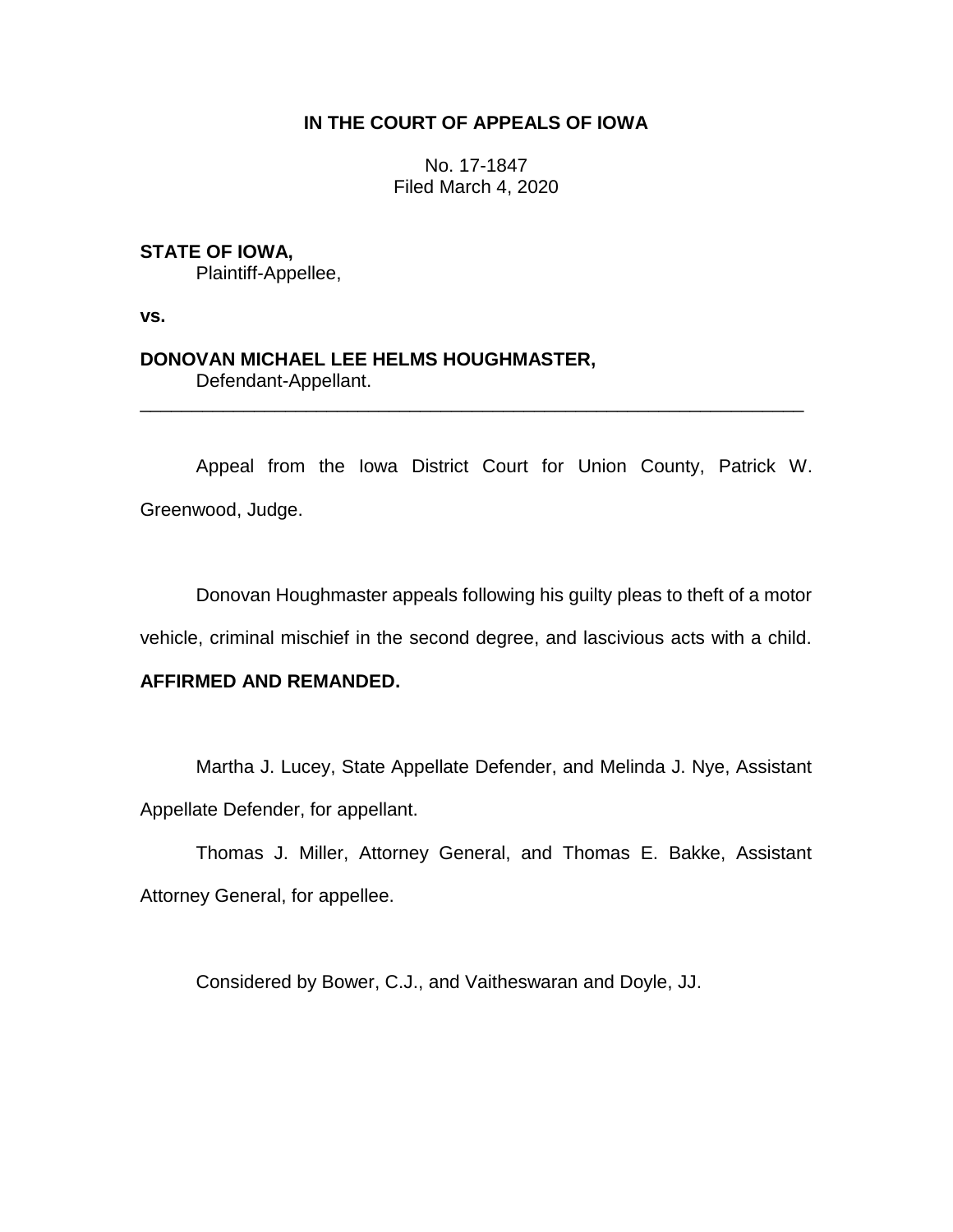**IN THE COURT OF APPEALS OF IOWA**

No. 17-1847
Filed March 4, 2020

**STATE OF IOWA,**
Plaintiff-Appellee,

**vs.**

**DONOVAN MICHAEL LEE HELMS HOUGHMASTER,**
Defendant-Appellant.

---

Appeal from the Iowa District Court for Union County, Patrick W. Greenwood, Judge.

Donovan Houghmaster appeals following his guilty pleas to theft of a motor vehicle, criminal mischief in the second degree, and lascivious acts with a child.

**AFFIRMED AND REMANDED.**

Martha J. Lucey, State Appellate Defender, and Melinda J. Nye, Assistant Appellate Defender, for appellant.

Thomas J. Miller, Attorney General, and Thomas E. Bakke, Assistant Attorney General, for appellee.

Considered by Bower, C.J., and Vaitheswaran and Doyle, JJ.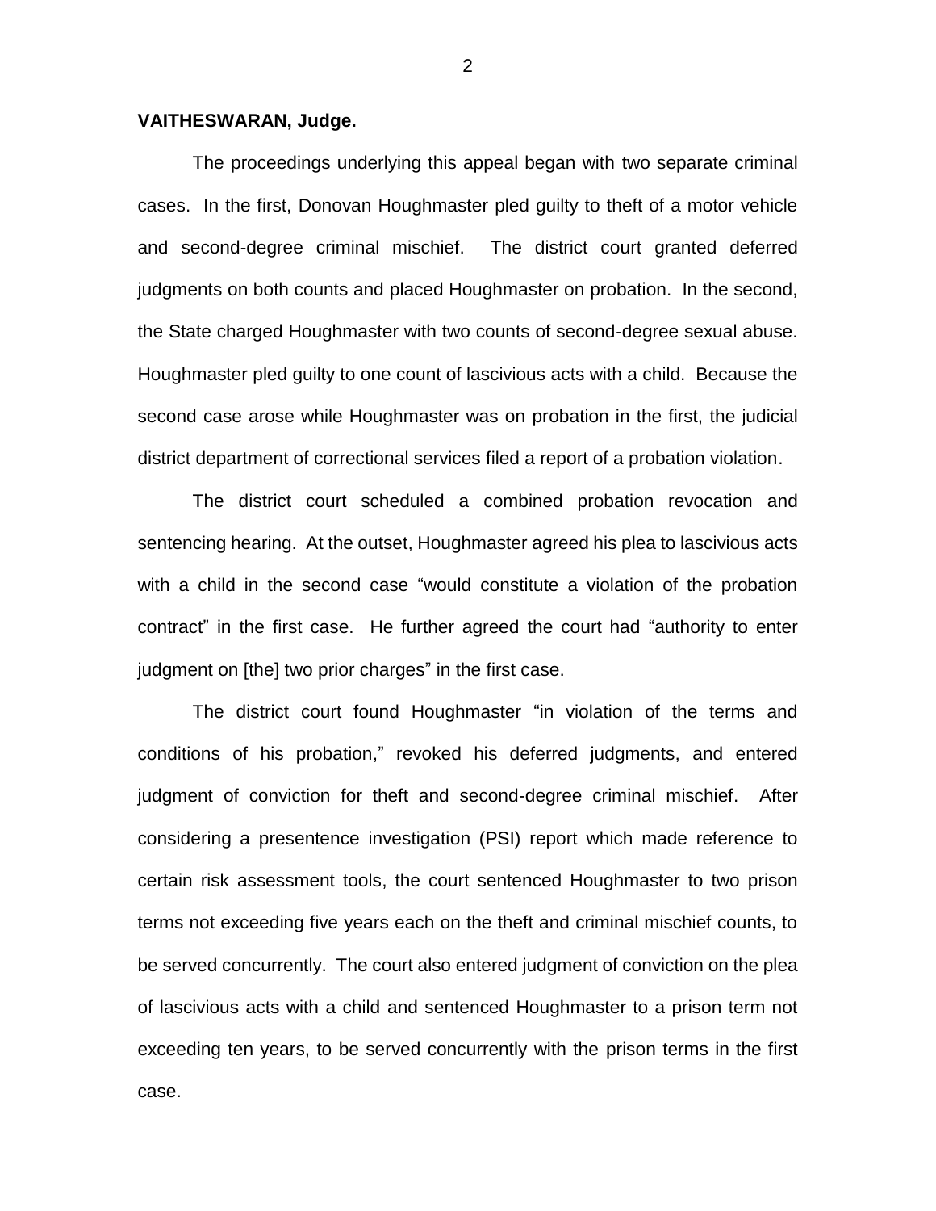**VAITHESWARAN, Judge.**

The proceedings underlying this appeal began with two separate criminal cases. In the first, Donovan Houghmaster pled guilty to theft of a motor vehicle and second-degree criminal mischief. The district court granted deferred judgments on both counts and placed Houghmaster on probation. In the second, the State charged Houghmaster with two counts of second-degree sexual abuse. Houghmaster pled guilty to one count of lascivious acts with a child. Because the second case arose while Houghmaster was on probation in the first, the judicial district department of correctional services filed a report of a probation violation.

The district court scheduled a combined probation revocation and sentencing hearing. At the outset, Houghmaster agreed his plea to lascivious acts with a child in the second case "would constitute a violation of the probation contract" in the first case. He further agreed the court had "authority to enter judgment on [the] two prior charges" in the first case.

The district court found Houghmaster "in violation of the terms and conditions of his probation," revoked his deferred judgments, and entered judgment of conviction for theft and second-degree criminal mischief. After considering a presentence investigation (PSI) report which made reference to certain risk assessment tools, the court sentenced Houghmaster to two prison terms not exceeding five years each on the theft and criminal mischief counts, to be served concurrently. The court also entered judgment of conviction on the plea of lascivious acts with a child and sentenced Houghmaster to a prison term not exceeding ten years, to be served concurrently with the prison terms in the first case.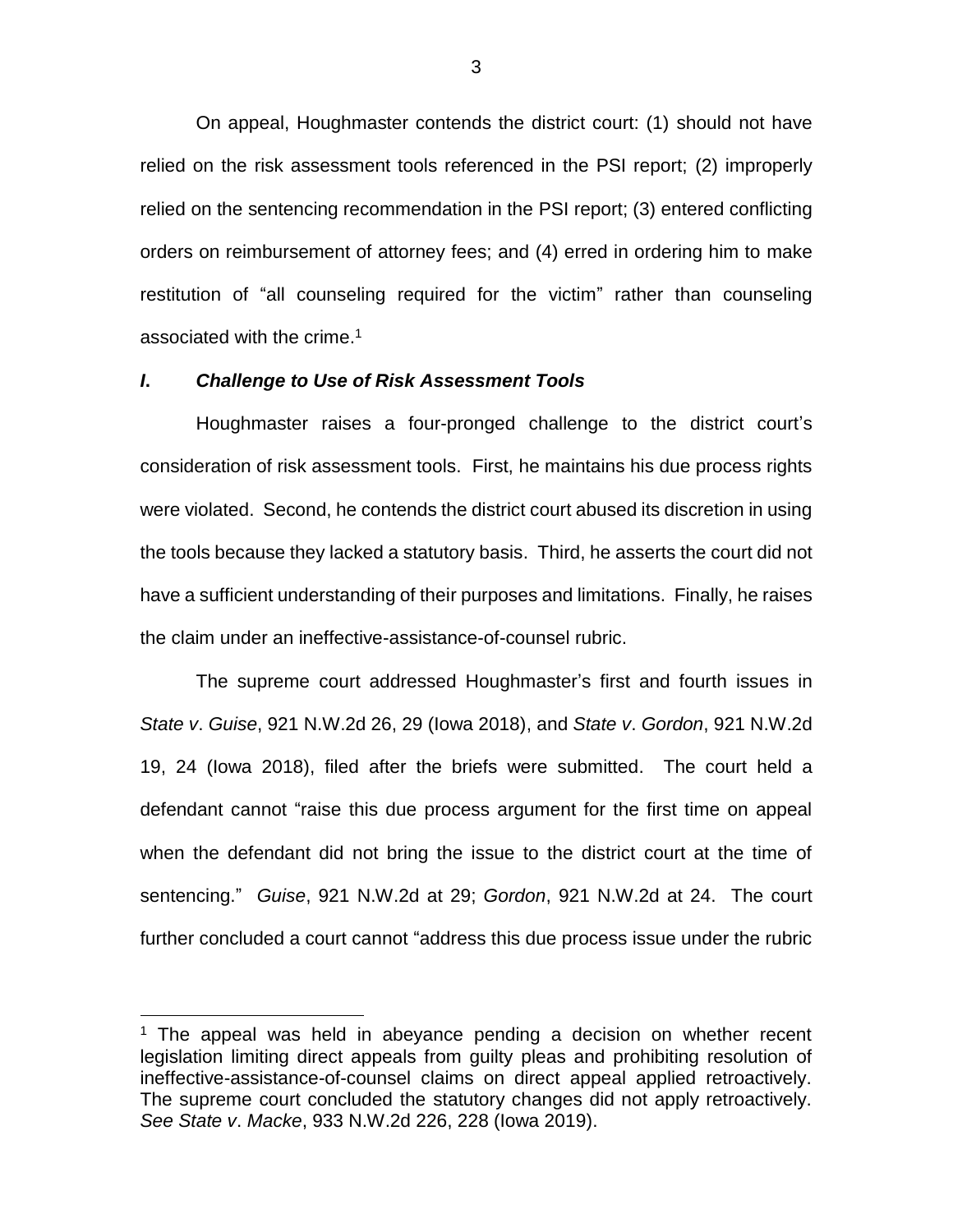On appeal, Houghmaster contends the district court: (1) should not have relied on the risk assessment tools referenced in the PSI report; (2) improperly relied on the sentencing recommendation in the PSI report; (3) entered conflicting orders on reimbursement of attorney fees; and (4) erred in ordering him to make restitution of "all counseling required for the victim" rather than counseling associated with the crime.[1]

### *I. Challenge to Use of Risk Assessment Tools*

Houghmaster raises a four-pronged challenge to the district court's consideration of risk assessment tools. First, he maintains his due process rights were violated. Second, he contends the district court abused its discretion in using the tools because they lacked a statutory basis. Third, he asserts the court did not have a sufficient understanding of their purposes and limitations. Finally, he raises the claim under an ineffective-assistance-of-counsel rubric.

The supreme court addressed Houghmaster's first and fourth issues in *State v. Guise*, 921 N.W.2d 26, 29 (Iowa 2018), and *State v. Gordon*, 921 N.W.2d 19, 24 (Iowa 2018), filed after the briefs were submitted. The court held a defendant cannot "raise this due process argument for the first time on appeal when the defendant did not bring the issue to the district court at the time of sentencing." *Guise*, 921 N.W.2d at 29; *Gordon*, 921 N.W.2d at 24. The court further concluded a court cannot "address this due process issue under the rubric

[1] The appeal was held in abeyance pending a decision on whether recent legislation limiting direct appeals from guilty pleas and prohibiting resolution of ineffective-assistance-of-counsel claims on direct appeal applied retroactively. The supreme court concluded the statutory changes did not apply retroactively. *See State v. Macke*, 933 N.W.2d 226, 228 (Iowa 2019).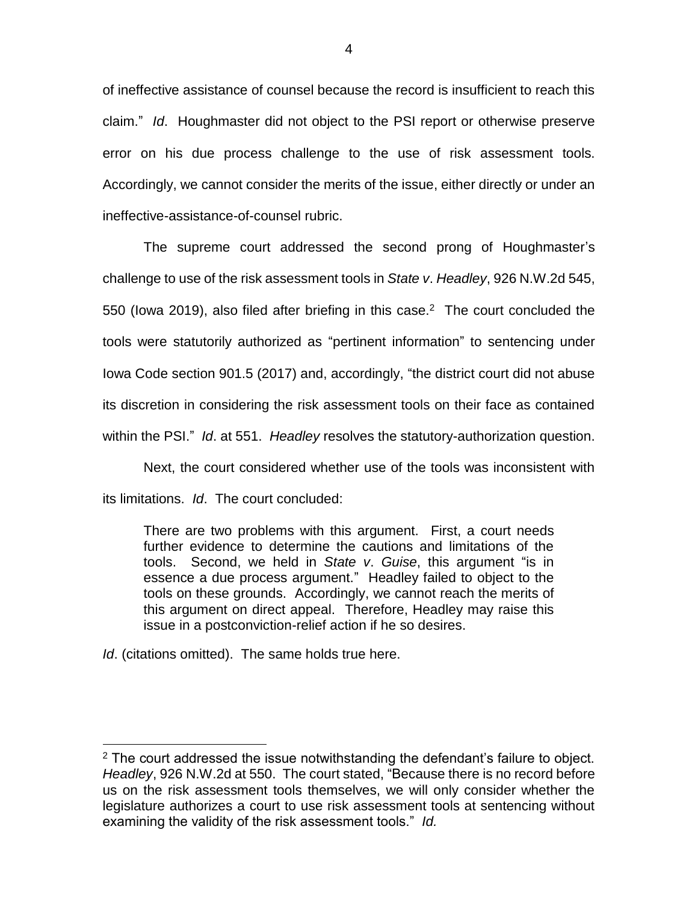of ineffective assistance of counsel because the record is insufficient to reach this claim." *Id*. Houghmaster did not object to the PSI report or otherwise preserve error on his due process challenge to the use of risk assessment tools. Accordingly, we cannot consider the merits of the issue, either directly or under an ineffective-assistance-of-counsel rubric.

The supreme court addressed the second prong of Houghmaster's challenge to use of the risk assessment tools in *State v*. *Headley*, 926 N.W.2d 545, 550 (Iowa 2019), also filed after briefing in this case.[2] The court concluded the tools were statutorily authorized as "pertinent information" to sentencing under Iowa Code section 901.5 (2017) and, accordingly, "the district court did not abuse its discretion in considering the risk assessment tools on their face as contained within the PSI." *Id*. at 551. *Headley* resolves the statutory-authorization question.

Next, the court considered whether use of the tools was inconsistent with its limitations. *Id*. The court concluded:

> There are two problems with this argument. First, a court needs further evidence to determine the cautions and limitations of the tools. Second, we held in *State v*. *Guise*, this argument "is in essence a due process argument." Headley failed to object to the tools on these grounds. Accordingly, we cannot reach the merits of this argument on direct appeal. Therefore, Headley may raise this issue in a postconviction-relief action if he so desires.

*Id*. (citations omitted). The same holds true here.

---

[2] The court addressed the issue notwithstanding the defendant's failure to object. *Headley*, 926 N.W.2d at 550. The court stated, "Because there is no record before us on the risk assessment tools themselves, we will only consider whether the legislature authorizes a court to use risk assessment tools at sentencing without examining the validity of the risk assessment tools." *Id.*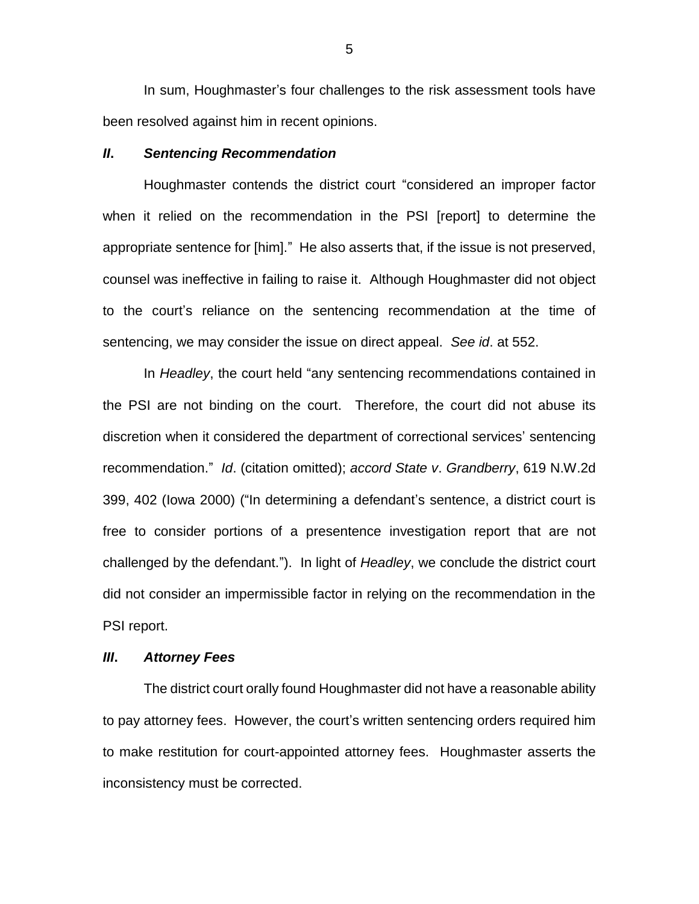In sum, Houghmaster's four challenges to the risk assessment tools have been resolved against him in recent opinions.

### *II. Sentencing Recommendation*

Houghmaster contends the district court "considered an improper factor when it relied on the recommendation in the PSI [report] to determine the appropriate sentence for [him]." He also asserts that, if the issue is not preserved, counsel was ineffective in failing to raise it. Although Houghmaster did not object to the court's reliance on the sentencing recommendation at the time of sentencing, we may consider the issue on direct appeal. *See id*. at 552.

In *Headley*, the court held "any sentencing recommendations contained in the PSI are not binding on the court. Therefore, the court did not abuse its discretion when it considered the department of correctional services' sentencing recommendation." *Id*. (citation omitted); *accord State v*. *Grandberry*, 619 N.W.2d 399, 402 (Iowa 2000) ("In determining a defendant's sentence, a district court is free to consider portions of a presentence investigation report that are not challenged by the defendant."). In light of *Headley*, we conclude the district court did not consider an impermissible factor in relying on the recommendation in the PSI report.

### *III. Attorney Fees*

The district court orally found Houghmaster did not have a reasonable ability to pay attorney fees. However, the court's written sentencing orders required him to make restitution for court-appointed attorney fees. Houghmaster asserts the inconsistency must be corrected.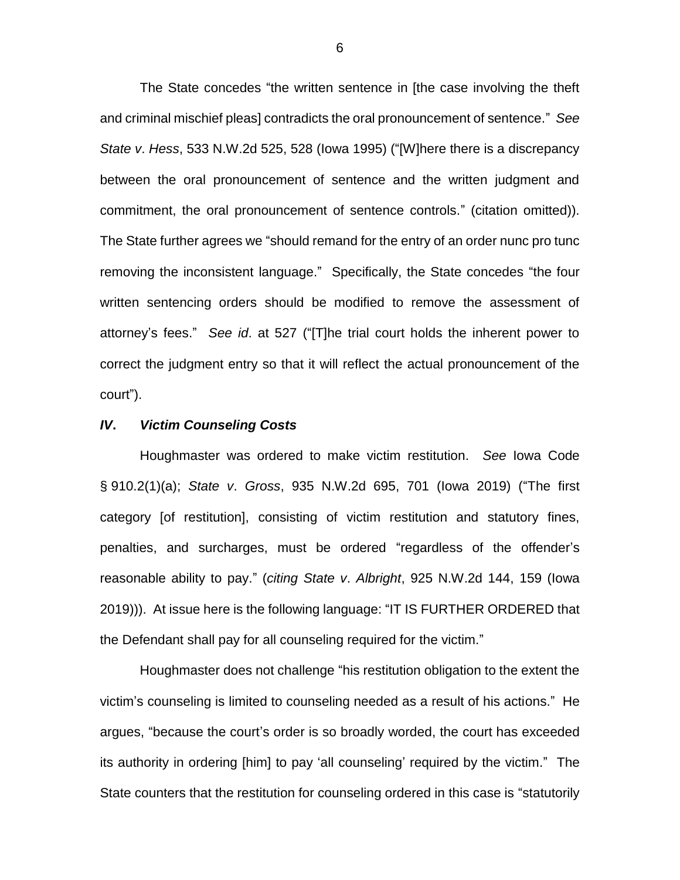The State concedes "the written sentence in [the case involving the theft and criminal mischief pleas] contradicts the oral pronouncement of sentence." *See State v. Hess*, 533 N.W.2d 525, 528 (Iowa 1995) ("[W]here there is a discrepancy between the oral pronouncement of sentence and the written judgment and commitment, the oral pronouncement of sentence controls." (citation omitted)). The State further agrees we "should remand for the entry of an order nunc pro tunc removing the inconsistent language." Specifically, the State concedes "the four written sentencing orders should be modified to remove the assessment of attorney's fees." *See id*. at 527 ("[T]he trial court holds the inherent power to correct the judgment entry so that it will reflect the actual pronouncement of the court").

### *IV. Victim Counseling Costs*

Houghmaster was ordered to make victim restitution. *See* Iowa Code § 910.2(1)(a); *State v. Gross*, 935 N.W.2d 695, 701 (Iowa 2019) ("The first category [of restitution], consisting of victim restitution and statutory fines, penalties, and surcharges, must be ordered "regardless of the offender's reasonable ability to pay." (*citing State v. Albright*, 925 N.W.2d 144, 159 (Iowa 2019))). At issue here is the following language: "IT IS FURTHER ORDERED that the Defendant shall pay for all counseling required for the victim."

Houghmaster does not challenge "his restitution obligation to the extent the victim's counseling is limited to counseling needed as a result of his actions." He argues, "because the court's order is so broadly worded, the court has exceeded its authority in ordering [him] to pay 'all counseling' required by the victim." The State counters that the restitution for counseling ordered in this case is "statutorily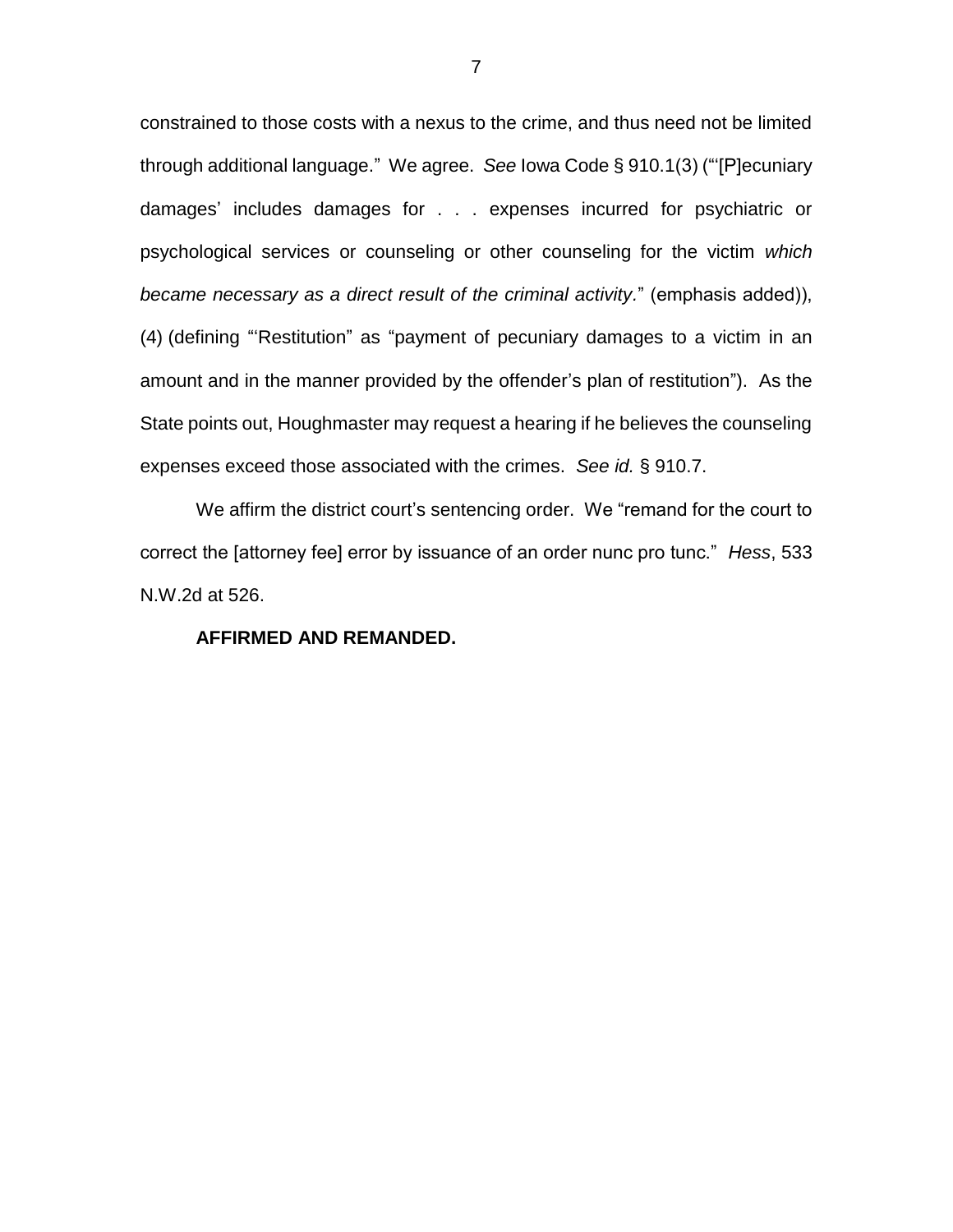constrained to those costs with a nexus to the crime, and thus need not be limited through additional language." We agree. *See* Iowa Code § 910.1(3) ("'[P]ecuniary damages' includes damages for . . . expenses incurred for psychiatric or psychological services or counseling or other counseling for the victim *which became necessary as a direct result of the criminal activity*." (emphasis added)), (4) (defining "'Restitution" as "payment of pecuniary damages to a victim in an amount and in the manner provided by the offender's plan of restitution"). As the State points out, Houghmaster may request a hearing if he believes the counseling expenses exceed those associated with the crimes. *See id.* § 910.7.

We affirm the district court's sentencing order. We "remand for the court to correct the [attorney fee] error by issuance of an order nunc pro tunc." *Hess*, 533 N.W.2d at 526.

**AFFIRMED AND REMANDED.**